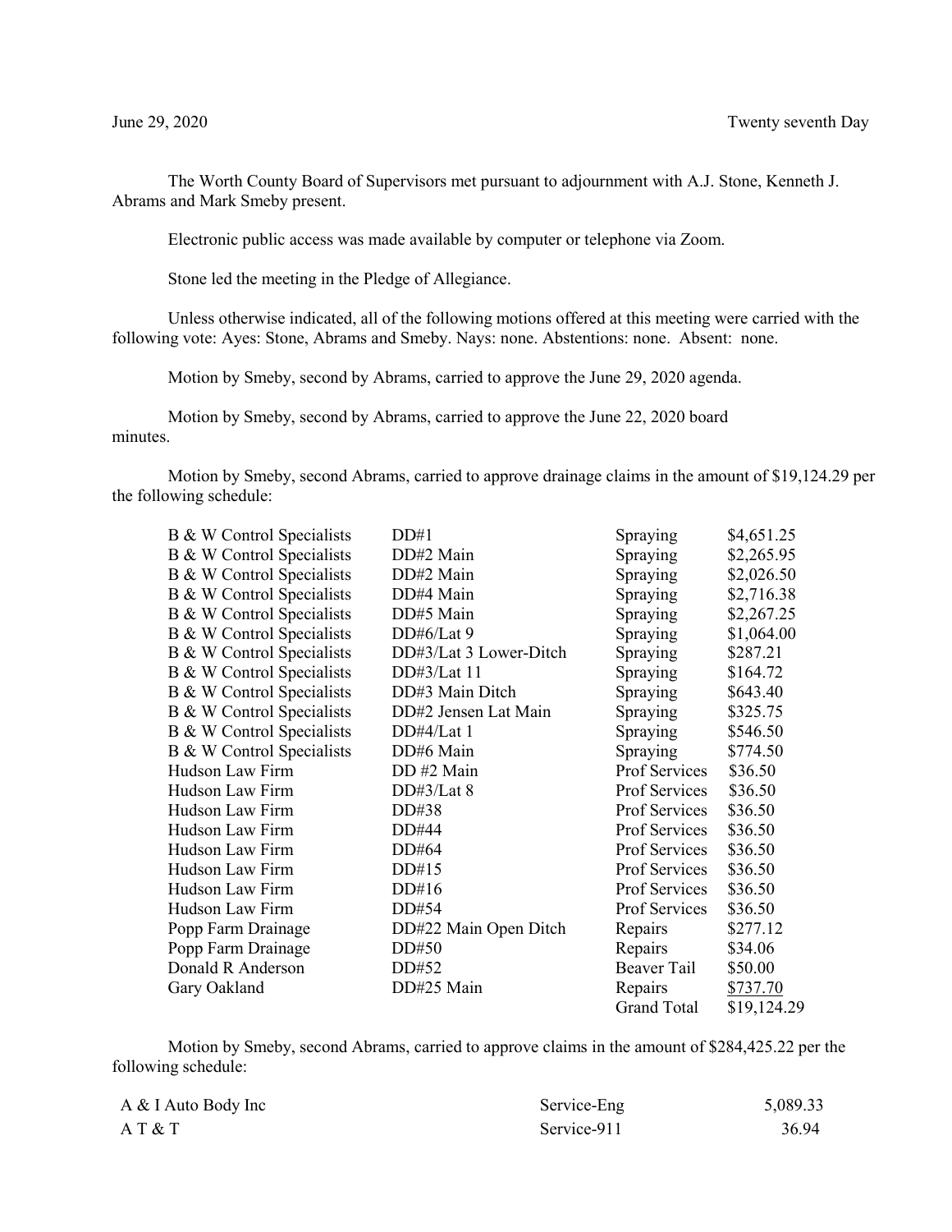June 29, 2020 Twenty seventh Day

The Worth County Board of Supervisors met pursuant to adjournment with A.J. Stone, Kenneth J. Abrams and Mark Smeby present.

Electronic public access was made available by computer or telephone via Zoom.

Stone led the meeting in the Pledge of Allegiance.

Unless otherwise indicated, all of the following motions offered at this meeting were carried with the following vote: Ayes: Stone, Abrams and Smeby. Nays: none. Abstentions: none. Absent: none.

Motion by Smeby, second by Abrams, carried to approve the June 29, 2020 agenda.

Motion by Smeby, second by Abrams, carried to approve the June 22, 2020 board minutes.

Motion by Smeby, second Abrams, carried to approve drainage claims in the amount of $19,124.29 per the following schedule:

| | | | |
|---|---|---|---|
| B & W Control Specialists | DD#1 | Spraying | $4,651.25 |
| B & W Control Specialists | DD#2 Main | Spraying | $2,265.95 |
| B & W Control Specialists | DD#2 Main | Spraying | $2,026.50 |
| B & W Control Specialists | DD#4 Main | Spraying | $2,716.38 |
| B & W Control Specialists | DD#5 Main | Spraying | $2,267.25 |
| B & W Control Specialists | DD#6/Lat 9 | Spraying | $1,064.00 |
| B & W Control Specialists | DD#3/Lat 3 Lower-Ditch | Spraying | $287.21 |
| B & W Control Specialists | DD#3/Lat 11 | Spraying | $164.72 |
| B & W Control Specialists | DD#3 Main Ditch | Spraying | $643.40 |
| B & W Control Specialists | DD#2 Jensen Lat Main | Spraying | $325.75 |
| B & W Control Specialists | DD#4/Lat 1 | Spraying | $546.50 |
| B & W Control Specialists | DD#6 Main | Spraying | $774.50 |
| Hudson Law Firm | DD #2 Main | Prof Services | $36.50 |
| Hudson Law Firm | DD#3/Lat 8 | Prof Services | $36.50 |
| Hudson Law Firm | DD#38 | Prof Services | $36.50 |
| Hudson Law Firm | DD#44 | Prof Services | $36.50 |
| Hudson Law Firm | DD#64 | Prof Services | $36.50 |
| Hudson Law Firm | DD#15 | Prof Services | $36.50 |
| Hudson Law Firm | DD#16 | Prof Services | $36.50 |
| Hudson Law Firm | DD#54 | Prof Services | $36.50 |
| Popp Farm Drainage | DD#22 Main Open Ditch | Repairs | $277.12 |
| Popp Farm Drainage | DD#50 | Repairs | $34.06 |
| Donald R Anderson | DD#52 | Beaver Tail | $50.00 |
| Gary Oakland | DD#25 Main | Repairs | $737.70 |
| | | Grand Total | $19,124.29 |

Motion by Smeby, second Abrams, carried to approve claims in the amount of $284,425.22 per the following schedule:

| | | |
|---|---|---|
| A & I Auto Body Inc | Service-Eng | 5,089.33 |
| A T & T | Service-911 | 36.94 |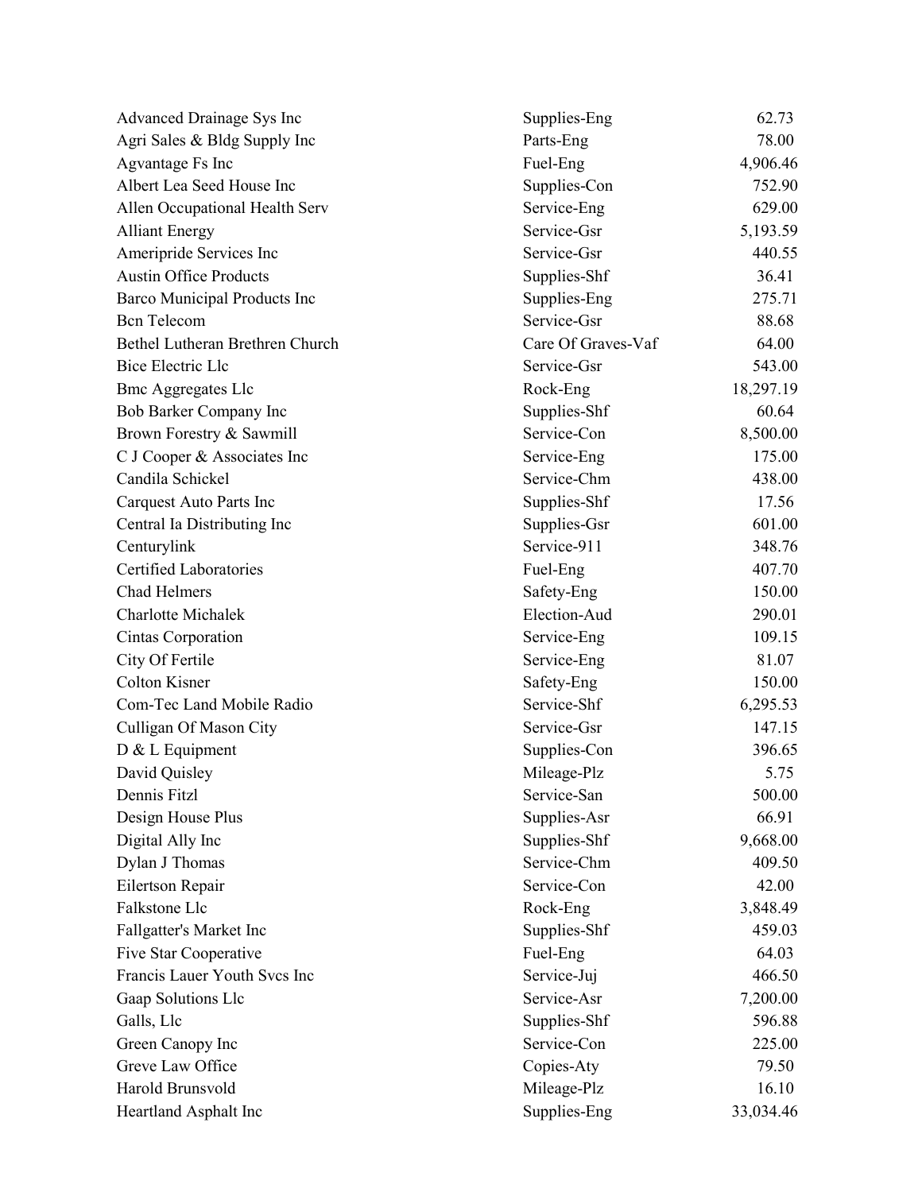| | | |
|---|---|---|
| Advanced Drainage Sys Inc | Supplies-Eng | 62.73 |
| Agri Sales & Bldg Supply Inc | Parts-Eng | 78.00 |
| Agvantage Fs Inc | Fuel-Eng | 4,906.46 |
| Albert Lea Seed House Inc | Supplies-Con | 752.90 |
| Allen Occupational Health Serv | Service-Eng | 629.00 |
| Alliant Energy | Service-Gsr | 5,193.59 |
| Ameripride Services Inc | Service-Gsr | 440.55 |
| Austin Office Products | Supplies-Shf | 36.41 |
| Barco Municipal Products Inc | Supplies-Eng | 275.71 |
| Bcn Telecom | Service-Gsr | 88.68 |
| Bethel Lutheran Brethren Church | Care Of Graves-Vaf | 64.00 |
| Bice Electric Llc | Service-Gsr | 543.00 |
| Bmc Aggregates Llc | Rock-Eng | 18,297.19 |
| Bob Barker Company Inc | Supplies-Shf | 60.64 |
| Brown Forestry & Sawmill | Service-Con | 8,500.00 |
| C J Cooper & Associates Inc | Service-Eng | 175.00 |
| Candila Schickel | Service-Chm | 438.00 |
| Carquest Auto Parts Inc | Supplies-Shf | 17.56 |
| Central Ia Distributing Inc | Supplies-Gsr | 601.00 |
| Centurylink | Service-911 | 348.76 |
| Certified Laboratories | Fuel-Eng | 407.70 |
| Chad Helmers | Safety-Eng | 150.00 |
| Charlotte Michalek | Election-Aud | 290.01 |
| Cintas Corporation | Service-Eng | 109.15 |
| City Of Fertile | Service-Eng | 81.07 |
| Colton Kisner | Safety-Eng | 150.00 |
| Com-Tec Land Mobile Radio | Service-Shf | 6,295.53 |
| Culligan Of Mason City | Service-Gsr | 147.15 |
| D & L Equipment | Supplies-Con | 396.65 |
| David Quisley | Mileage-Plz | 5.75 |
| Dennis Fitzl | Service-San | 500.00 |
| Design House Plus | Supplies-Asr | 66.91 |
| Digital Ally Inc | Supplies-Shf | 9,668.00 |
| Dylan J Thomas | Service-Chm | 409.50 |
| Eilertson Repair | Service-Con | 42.00 |
| Falkstone Llc | Rock-Eng | 3,848.49 |
| Fallgatter's Market Inc | Supplies-Shf | 459.03 |
| Five Star Cooperative | Fuel-Eng | 64.03 |
| Francis Lauer Youth Svcs Inc | Service-Juj | 466.50 |
| Gaap Solutions Llc | Service-Asr | 7,200.00 |
| Galls, Llc | Supplies-Shf | 596.88 |
| Green Canopy Inc | Service-Con | 225.00 |
| Greve Law Office | Copies-Aty | 79.50 |
| Harold Brunsvold | Mileage-Plz | 16.10 |
| Heartland Asphalt Inc | Supplies-Eng | 33,034.46 |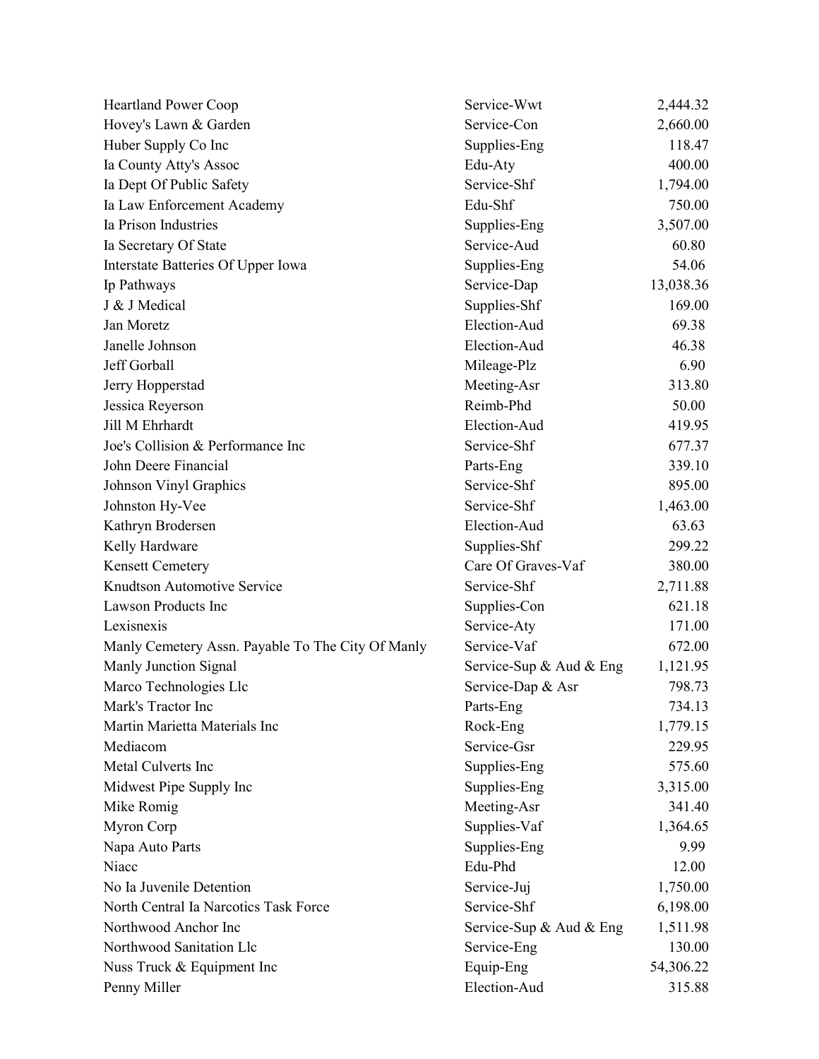| | | |
|---|---|---|
| Heartland Power Coop | Service-Wwt | 2,444.32 |
| Hovey's Lawn & Garden | Service-Con | 2,660.00 |
| Huber Supply Co Inc | Supplies-Eng | 118.47 |
| Ia County Atty's Assoc | Edu-Aty | 400.00 |
| Ia Dept Of Public Safety | Service-Shf | 1,794.00 |
| Ia Law Enforcement Academy | Edu-Shf | 750.00 |
| Ia Prison Industries | Supplies-Eng | 3,507.00 |
| Ia Secretary Of State | Service-Aud | 60.80 |
| Interstate Batteries Of Upper Iowa | Supplies-Eng | 54.06 |
| Ip Pathways | Service-Dap | 13,038.36 |
| J & J Medical | Supplies-Shf | 169.00 |
| Jan Moretz | Election-Aud | 69.38 |
| Janelle Johnson | Election-Aud | 46.38 |
| Jeff Gorball | Mileage-Plz | 6.90 |
| Jerry Hopperstad | Meeting-Asr | 313.80 |
| Jessica Reyerson | Reimb-Phd | 50.00 |
| Jill M Ehrhardt | Election-Aud | 419.95 |
| Joe's Collision & Performance Inc | Service-Shf | 677.37 |
| John Deere Financial | Parts-Eng | 339.10 |
| Johnson Vinyl Graphics | Service-Shf | 895.00 |
| Johnston Hy-Vee | Service-Shf | 1,463.00 |
| Kathryn Brodersen | Election-Aud | 63.63 |
| Kelly Hardware | Supplies-Shf | 299.22 |
| Kensett Cemetery | Care Of Graves-Vaf | 380.00 |
| Knudtson Automotive Service | Service-Shf | 2,711.88 |
| Lawson Products Inc | Supplies-Con | 621.18 |
| Lexisnexis | Service-Aty | 171.00 |
| Manly Cemetery Assn. Payable To The City Of Manly | Service-Vaf | 672.00 |
| Manly Junction Signal | Service-Sup & Aud & Eng | 1,121.95 |
| Marco Technologies Llc | Service-Dap & Asr | 798.73 |
| Mark's Tractor Inc | Parts-Eng | 734.13 |
| Martin Marietta Materials Inc | Rock-Eng | 1,779.15 |
| Mediacom | Service-Gsr | 229.95 |
| Metal Culverts Inc | Supplies-Eng | 575.60 |
| Midwest Pipe Supply Inc | Supplies-Eng | 3,315.00 |
| Mike Romig | Meeting-Asr | 341.40 |
| Myron Corp | Supplies-Vaf | 1,364.65 |
| Napa Auto Parts | Supplies-Eng | 9.99 |
| Niacc | Edu-Phd | 12.00 |
| No Ia Juvenile Detention | Service-Juj | 1,750.00 |
| North Central Ia Narcotics Task Force | Service-Shf | 6,198.00 |
| Northwood Anchor Inc | Service-Sup & Aud & Eng | 1,511.98 |
| Northwood Sanitation Llc | Service-Eng | 130.00 |
| Nuss Truck & Equipment Inc | Equip-Eng | 54,306.22 |
| Penny Miller | Election-Aud | 315.88 |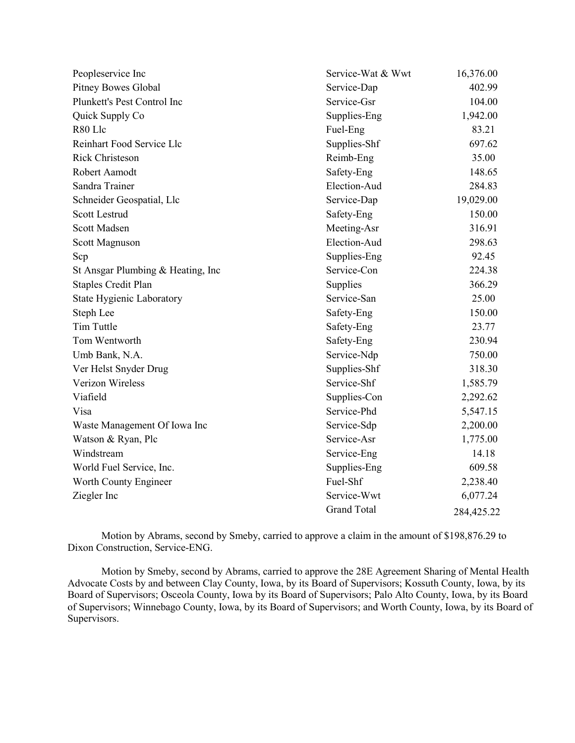| | | |
|---|---|---|
| Peopleservice Inc | Service-Wat & Wwt | 16,376.00 |
| Pitney Bowes Global | Service-Dap | 402.99 |
| Plunkett's Pest Control Inc | Service-Gsr | 104.00 |
| Quick Supply Co | Supplies-Eng | 1,942.00 |
| R80 Llc | Fuel-Eng | 83.21 |
| Reinhart Food Service Llc | Supplies-Shf | 697.62 |
| Rick Christeson | Reimb-Eng | 35.00 |
| Robert Aamodt | Safety-Eng | 148.65 |
| Sandra Trainer | Election-Aud | 284.83 |
| Schneider Geospatial, Llc | Service-Dap | 19,029.00 |
| Scott Lestrud | Safety-Eng | 150.00 |
| Scott Madsen | Meeting-Asr | 316.91 |
| Scott Magnuson | Election-Aud | 298.63 |
| Scp | Supplies-Eng | 92.45 |
| St Ansgar Plumbing & Heating, Inc | Service-Con | 224.38 |
| Staples Credit Plan | Supplies | 366.29 |
| State Hygienic Laboratory | Service-San | 25.00 |
| Steph Lee | Safety-Eng | 150.00 |
| Tim Tuttle | Safety-Eng | 23.77 |
| Tom Wentworth | Safety-Eng | 230.94 |
| Umb Bank, N.A. | Service-Ndp | 750.00 |
| Ver Helst Snyder Drug | Supplies-Shf | 318.30 |
| Verizon Wireless | Service-Shf | 1,585.79 |
| Viafield | Supplies-Con | 2,292.62 |
| Visa | Service-Phd | 5,547.15 |
| Waste Management Of Iowa Inc | Service-Sdp | 2,200.00 |
| Watson & Ryan, Plc | Service-Asr | 1,775.00 |
| Windstream | Service-Eng | 14.18 |
| World Fuel Service, Inc. | Supplies-Eng | 609.58 |
| Worth County Engineer | Fuel-Shf | 2,238.40 |
| Ziegler Inc | Service-Wwt | 6,077.24 |
| | Grand Total | 284,425.22 |

Motion by Abrams, second by Smeby, carried to approve a claim in the amount of $198,876.29 to Dixon Construction, Service-ENG.

Motion by Smeby, second by Abrams, carried to approve the 28E Agreement Sharing of Mental Health Advocate Costs by and between Clay County, Iowa, by its Board of Supervisors; Kossuth County, Iowa, by its Board of Supervisors; Osceola County, Iowa by its Board of Supervisors; Palo Alto County, Iowa, by its Board of Supervisors; Winnebago County, Iowa, by its Board of Supervisors; and Worth County, Iowa, by its Board of Supervisors.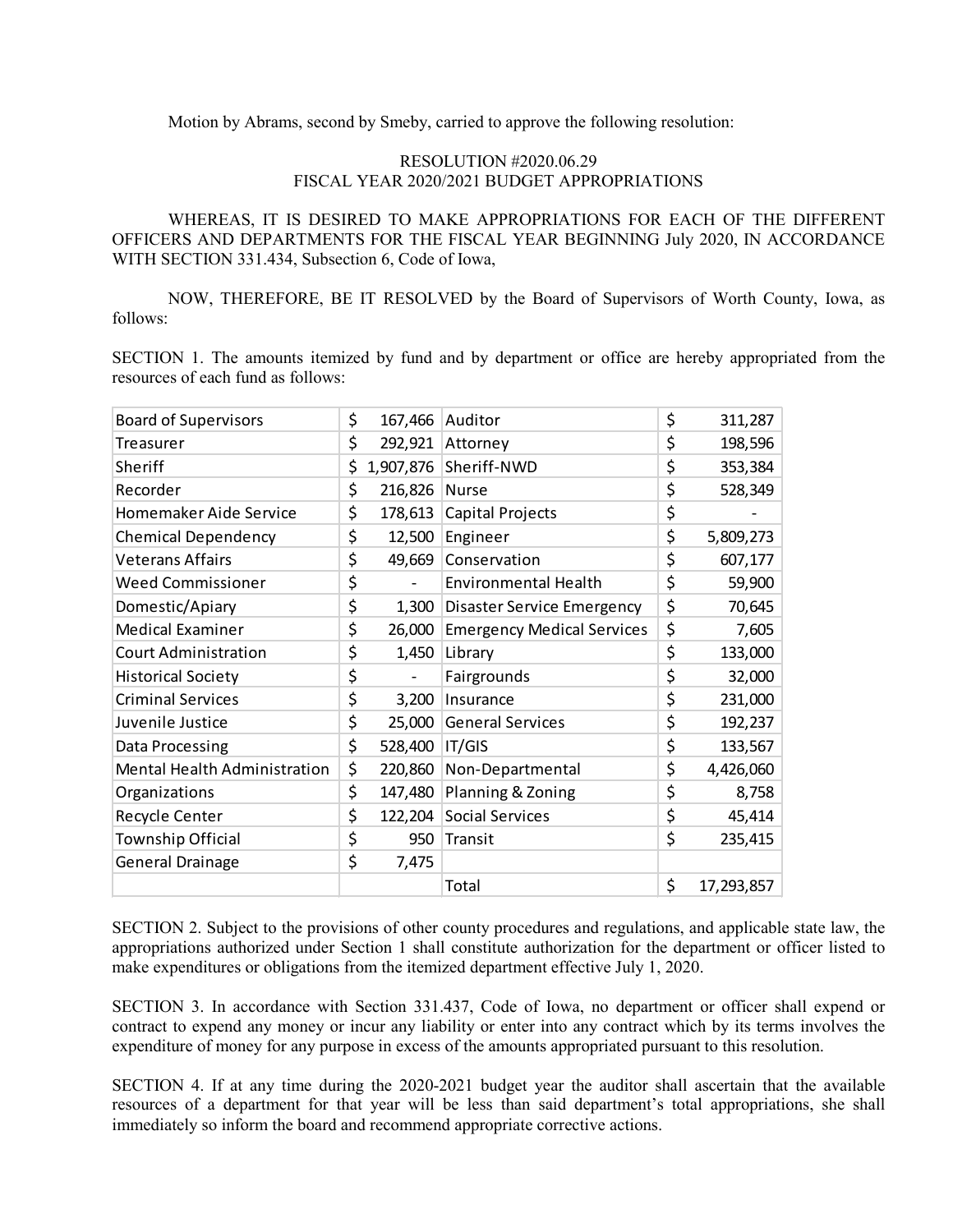Motion by Abrams, second by Smeby, carried to approve the following resolution:

RESOLUTION #2020.06.29
FISCAL YEAR 2020/2021 BUDGET APPROPRIATIONS

WHEREAS, IT IS DESIRED TO MAKE APPROPRIATIONS FOR EACH OF THE DIFFERENT OFFICERS AND DEPARTMENTS FOR THE FISCAL YEAR BEGINNING July 2020, IN ACCORDANCE WITH SECTION 331.434, Subsection 6, Code of Iowa,

NOW, THEREFORE, BE IT RESOLVED by the Board of Supervisors of Worth County, Iowa, as follows:

SECTION 1. The amounts itemized by fund and by department or office are hereby appropriated from the resources of each fund as follows:

| | | | |
|---|---|---|---|
| Board of Supervisors | $ 167,466 | Auditor | $ 311,287 |
| Treasurer | $ 292,921 | Attorney | $ 198,596 |
| Sheriff | $ 1,907,876 | Sheriff-NWD | $ 353,384 |
| Recorder | $ 216,826 | Nurse | $ 528,349 |
| Homemaker Aide Service | $ 178,613 | Capital Projects | $ - |
| Chemical Dependency | $ 12,500 | Engineer | $ 5,809,273 |
| Veterans Affairs | $ 49,669 | Conservation | $ 607,177 |
| Weed Commissioner | $ - | Environmental Health | $ 59,900 |
| Domestic/Apiary | $ 1,300 | Disaster Service Emergency | $ 70,645 |
| Medical Examiner | $ 26,000 | Emergency Medical Services | $ 7,605 |
| Court Administration | $ 1,450 | Library | $ 133,000 |
| Historical Society | $ - | Fairgrounds | $ 32,000 |
| Criminal Services | $ 3,200 | Insurance | $ 231,000 |
| Juvenile Justice | $ 25,000 | General Services | $ 192,237 |
| Data Processing | $ 528,400 | IT/GIS | $ 133,567 |
| Mental Health Administration | $ 220,860 | Non-Departmental | $ 4,426,060 |
| Organizations | $ 147,480 | Planning & Zoning | $ 8,758 |
| Recycle Center | $ 122,204 | Social Services | $ 45,414 |
| Township Official | $ 950 | Transit | $ 235,415 |
| General Drainage | $ 7,475 | | |
| | | Total | $ 17,293,857 |

SECTION 2. Subject to the provisions of other county procedures and regulations, and applicable state law, the appropriations authorized under Section 1 shall constitute authorization for the department or officer listed to make expenditures or obligations from the itemized department effective July 1, 2020.

SECTION 3. In accordance with Section 331.437, Code of Iowa, no department or officer shall expend or contract to expend any money or incur any liability or enter into any contract which by its terms involves the expenditure of money for any purpose in excess of the amounts appropriated pursuant to this resolution.

SECTION 4. If at any time during the 2020-2021 budget year the auditor shall ascertain that the available resources of a department for that year will be less than said department's total appropriations, she shall immediately so inform the board and recommend appropriate corrective actions.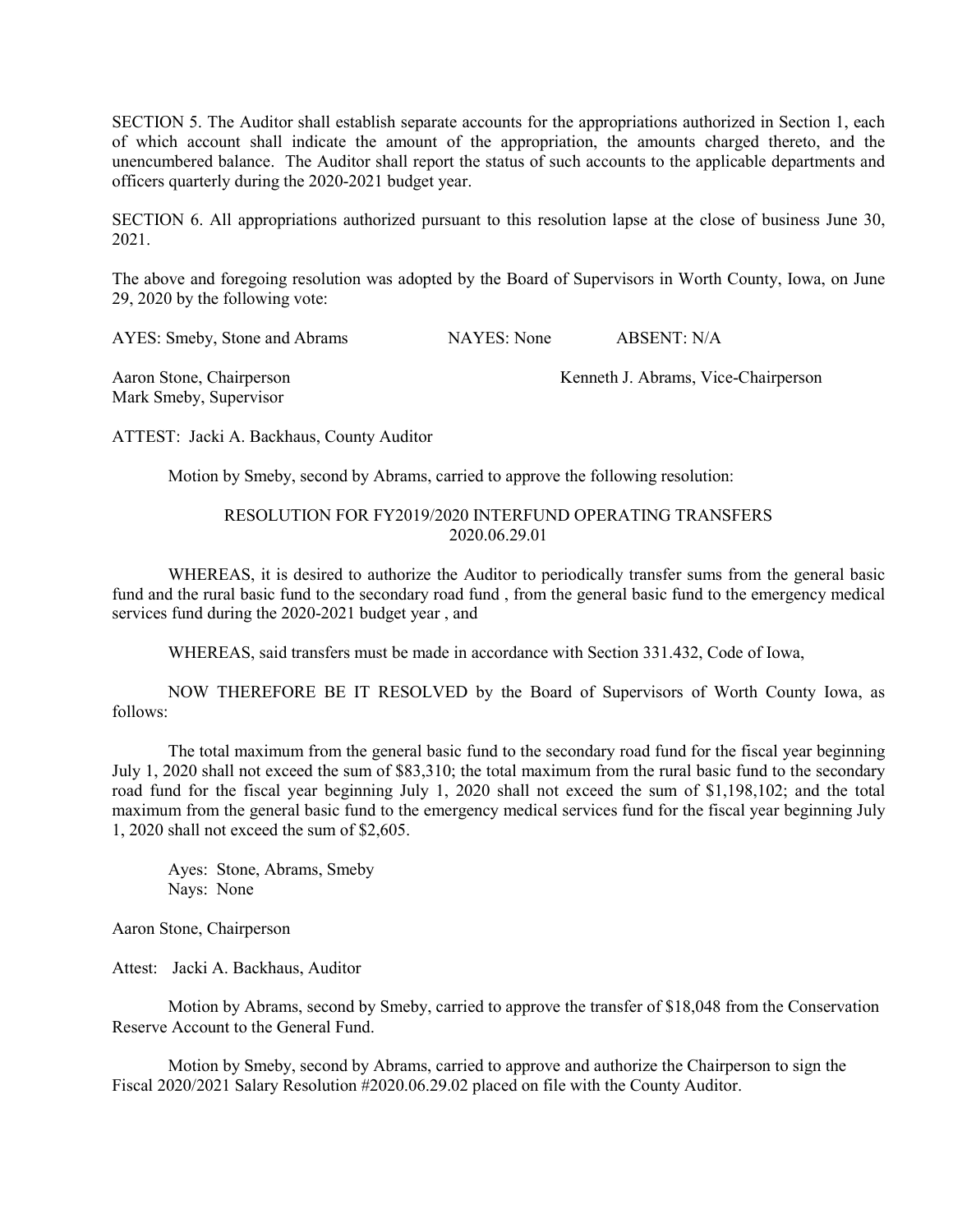SECTION 5. The Auditor shall establish separate accounts for the appropriations authorized in Section 1, each of which account shall indicate the amount of the appropriation, the amounts charged thereto, and the unencumbered balance. The Auditor shall report the status of such accounts to the applicable departments and officers quarterly during the 2020-2021 budget year.

SECTION 6. All appropriations authorized pursuant to this resolution lapse at the close of business June 30, 2021.

The above and foregoing resolution was adopted by the Board of Supervisors in Worth County, Iowa, on June 29, 2020 by the following vote:

AYES: Smeby, Stone and Abrams NAYES: None ABSENT: N/A

Aaron Stone, Chairperson Kenneth J. Abrams, Vice-Chairperson
Mark Smeby, Supervisor

ATTEST: Jacki A. Backhaus, County Auditor

Motion by Smeby, second by Abrams, carried to approve the following resolution:

RESOLUTION FOR FY2019/2020 INTERFUND OPERATING TRANSFERS
2020.06.29.01

WHEREAS, it is desired to authorize the Auditor to periodically transfer sums from the general basic fund and the rural basic fund to the secondary road fund , from the general basic fund to the emergency medical services fund during the 2020-2021 budget year , and

WHEREAS, said transfers must be made in accordance with Section 331.432, Code of Iowa,

NOW THEREFORE BE IT RESOLVED by the Board of Supervisors of Worth County Iowa, as follows:

The total maximum from the general basic fund to the secondary road fund for the fiscal year beginning July 1, 2020 shall not exceed the sum of $83,310; the total maximum from the rural basic fund to the secondary road fund for the fiscal year beginning July 1, 2020 shall not exceed the sum of $1,198,102; and the total maximum from the general basic fund to the emergency medical services fund for the fiscal year beginning July 1, 2020 shall not exceed the sum of $2,605.

Ayes: Stone, Abrams, Smeby
Nays: None

Aaron Stone, Chairperson

Attest: Jacki A. Backhaus, Auditor

Motion by Abrams, second by Smeby, carried to approve the transfer of $18,048 from the Conservation Reserve Account to the General Fund.

Motion by Smeby, second by Abrams, carried to approve and authorize the Chairperson to sign the Fiscal 2020/2021 Salary Resolution #2020.06.29.02 placed on file with the County Auditor.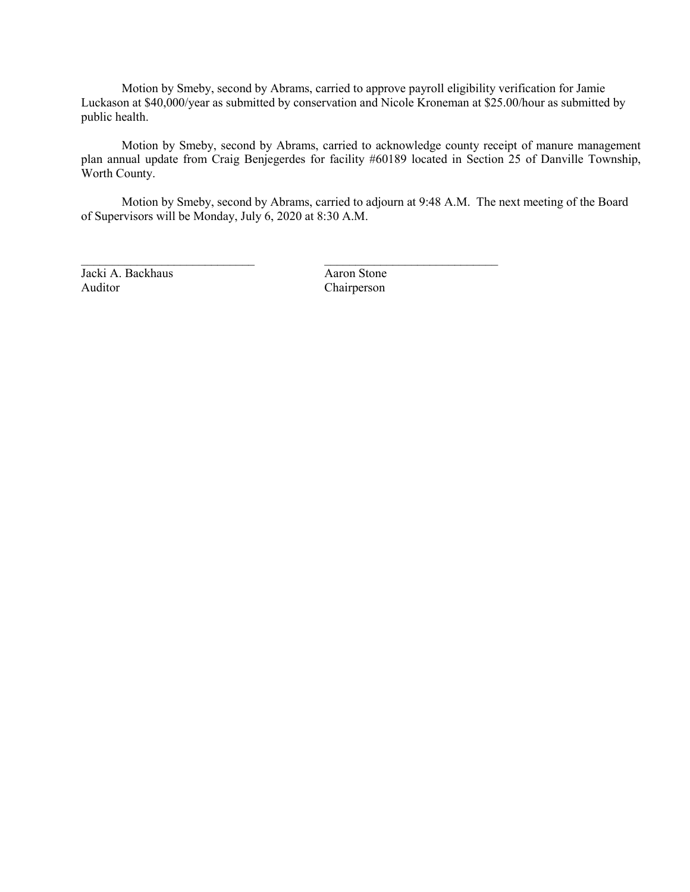Motion by Smeby, second by Abrams, carried to approve payroll eligibility verification for Jamie Luckason at $40,000/year as submitted by conservation and Nicole Kroneman at $25.00/hour as submitted by public health.

Motion by Smeby, second by Abrams, carried to acknowledge county receipt of manure management plan annual update from Craig Benjegerdes for facility #60189 located in Section 25 of Danville Township, Worth County.

Motion by Smeby, second by Abrams, carried to adjourn at 9:48 A.M. The next meeting of the Board of Supervisors will be Monday, July 6, 2020 at 8:30 A.M.

_____________________________ _____________________________

Jacki A. Backhaus
Auditor

Aaron Stone
Chairperson